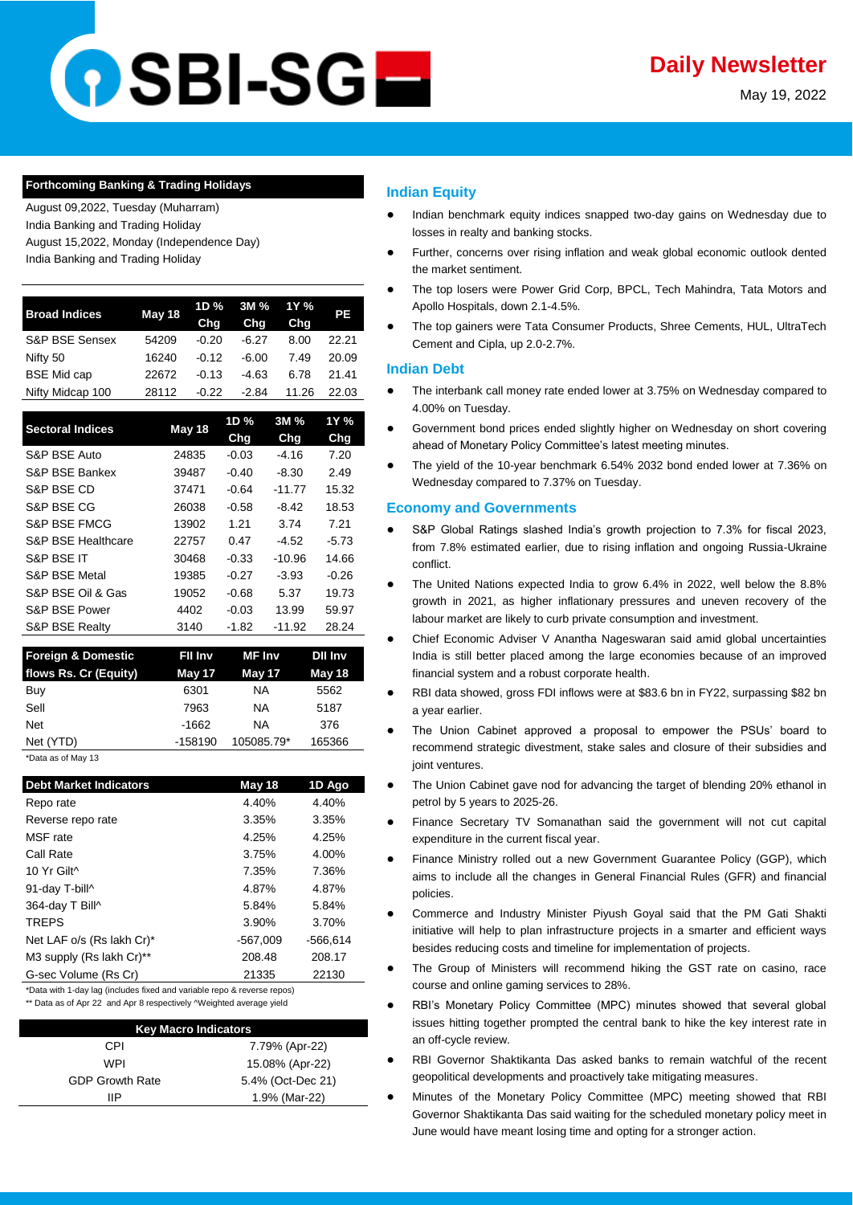# Daily Newsletter

May 19, 2022

**Forthcoming Banking & Trading Holidays**

August 09,2022, Tuesday (Muharram)
India Banking and Trading Holiday
August 15,2022, Monday (Independence Day)
India Banking and Trading Holiday

| Broad Indices | May 18 | 1D % Chg | 3M % Chg | 1Y % Chg | PE |
|---|---|---|---|---|---|
| S&P BSE Sensex | 54209 | -0.20 | -6.27 | 8.00 | 22.21 |
| Nifty 50 | 16240 | -0.12 | -6.00 | 7.49 | 20.09 |
| BSE Mid cap | 22672 | -0.13 | -4.63 | 6.78 | 21.41 |
| Nifty Midcap 100 | 28112 | -0.22 | -2.84 | 11.26 | 22.03 |

| Sectoral Indices | May 18 | 1D % Chg | 3M % Chg | 1Y % Chg |
|---|---|---|---|---|
| S&P BSE Auto | 24835 | -0.03 | -4.16 | 7.20 |
| S&P BSE Bankex | 39487 | -0.40 | -8.30 | 2.49 |
| S&P BSE CD | 37471 | -0.64 | -11.77 | 15.32 |
| S&P BSE CG | 26038 | -0.58 | -8.42 | 18.53 |
| S&P BSE FMCG | 13902 | 1.21 | 3.74 | 7.21 |
| S&P BSE Healthcare | 22757 | 0.47 | -4.52 | -5.73 |
| S&P BSE IT | 30468 | -0.33 | -10.96 | 14.66 |
| S&P BSE Metal | 19385 | -0.27 | -3.93 | -0.26 |
| S&P BSE Oil & Gas | 19052 | -0.68 | 5.37 | 19.73 |
| S&P BSE Power | 4402 | -0.03 | 13.99 | 59.97 |
| S&P BSE Realty | 3140 | -1.82 | -11.92 | 28.24 |

| Foreign & Domestic flows Rs. Cr (Equity) | FII Inv May 17 | MF Inv May 17 | DII Inv May 18 |
|---|---|---|---|
| Buy | 6301 | NA | 5562 |
| Sell | 7963 | NA | 5187 |
| Net | -1662 | NA | 376 |
| Net (YTD) | -158190 | 105085.79* | 165366 |

*Data as of May 13

| Debt Market Indicators | May 18 | 1D Ago |
|---|---|---|
| Repo rate | 4.40% | 4.40% |
| Reverse repo rate | 3.35% | 3.35% |
| MSF rate | 4.25% | 4.25% |
| Call Rate | 3.75% | 4.00% |
| 10 Yr Gilt^ | 7.35% | 7.36% |
| 91-day T-bill^ | 4.87% | 4.87% |
| 364-day T Bill^ | 5.84% | 5.84% |
| TREPS | 3.90% | 3.70% |
| Net LAF o/s (Rs lakh Cr)* | -567,009 | -566,614 |
| M3 supply (Rs lakh Cr)** | 208.48 | 208.17 |
| G-sec Volume (Rs Cr) | 21335 | 22130 |

*Data with 1-day lag (includes fixed and variable repo & reverse repos)
** Data as of Apr 22 and Apr 8 respectively ^Weighted average yield

| Key Macro Indicators | |
|---|---|
| CPI | 7.79% (Apr-22) |
| WPI | 15.08% (Apr-22) |
| GDP Growth Rate | 5.4% (Oct-Dec 21) |
| IIP | 1.9% (Mar-22) |

## Indian Equity

- Indian benchmark equity indices snapped two-day gains on Wednesday due to losses in realty and banking stocks.
- Further, concerns over rising inflation and weak global economic outlook dented the market sentiment.
- The top losers were Power Grid Corp, BPCL, Tech Mahindra, Tata Motors and Apollo Hospitals, down 2.1-4.5%.
- The top gainers were Tata Consumer Products, Shree Cements, HUL, UltraTech Cement and Cipla, up 2.0-2.7%.

## Indian Debt

- The interbank call money rate ended lower at 3.75% on Wednesday compared to 4.00% on Tuesday.
- Government bond prices ended slightly higher on Wednesday on short covering ahead of Monetary Policy Committee's latest meeting minutes.
- The yield of the 10-year benchmark 6.54% 2032 bond ended lower at 7.36% on Wednesday compared to 7.37% on Tuesday.

## Economy and Governments

- S&P Global Ratings slashed India's growth projection to 7.3% for fiscal 2023, from 7.8% estimated earlier, due to rising inflation and ongoing Russia-Ukraine conflict.
- The United Nations expected India to grow 6.4% in 2022, well below the 8.8% growth in 2021, as higher inflationary pressures and uneven recovery of the labour market are likely to curb private consumption and investment.
- Chief Economic Adviser V Anantha Nageswaran said amid global uncertainties India is still better placed among the large economies because of an improved financial system and a robust corporate health.
- RBI data showed, gross FDI inflows were at $83.6 bn in FY22, surpassing $82 bn a year earlier.
- The Union Cabinet approved a proposal to empower the PSUs' board to recommend strategic divestment, stake sales and closure of their subsidies and joint ventures.
- The Union Cabinet gave nod for advancing the target of blending 20% ethanol in petrol by 5 years to 2025-26.
- Finance Secretary TV Somanathan said the government will not cut capital expenditure in the current fiscal year.
- Finance Ministry rolled out a new Government Guarantee Policy (GGP), which aims to include all the changes in General Financial Rules (GFR) and financial policies.
- Commerce and Industry Minister Piyush Goyal said that the PM Gati Shakti initiative will help to plan infrastructure projects in a smarter and efficient ways besides reducing costs and timeline for implementation of projects.
- The Group of Ministers will recommend hiking the GST rate on casino, race course and online gaming services to 28%.
- RBI's Monetary Policy Committee (MPC) minutes showed that several global issues hitting together prompted the central bank to hike the key interest rate in an off-cycle review.
- RBI Governor Shaktikanta Das asked banks to remain watchful of the recent geopolitical developments and proactively take mitigating measures.
- Minutes of the Monetary Policy Committee (MPC) meeting showed that RBI Governor Shaktikanta Das said waiting for the scheduled monetary policy meet in June would have meant losing time and opting for a stronger action.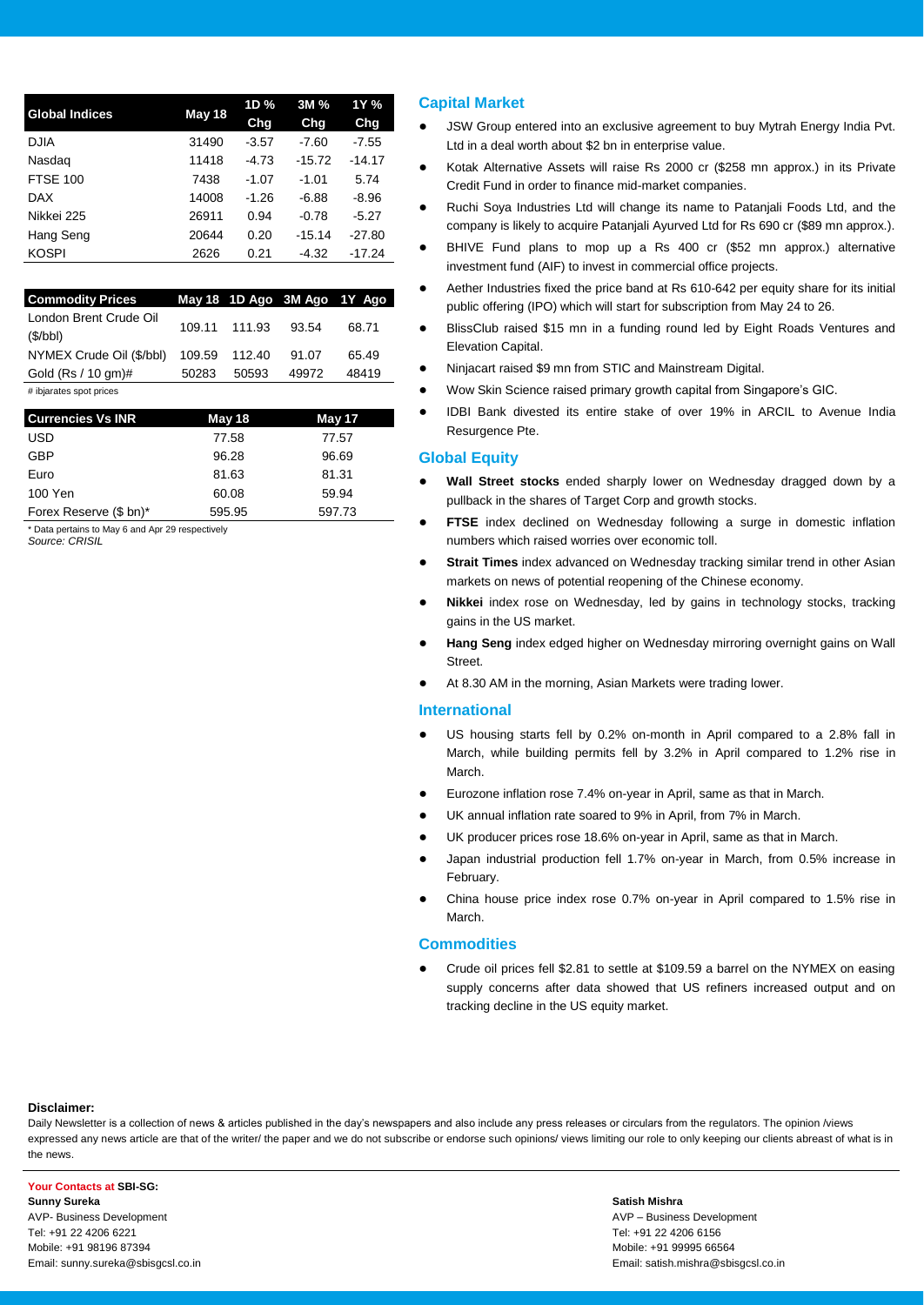| Global Indices | May 18 | 1D % Chg | 3M % Chg | 1Y % Chg |
|---|---|---|---|---|
| DJIA | 31490 | -3.57 | -7.60 | -7.55 |
| Nasdaq | 11418 | -4.73 | -15.72 | -14.17 |
| FTSE 100 | 7438 | -1.07 | -1.01 | 5.74 |
| DAX | 14008 | -1.26 | -6.88 | -8.96 |
| Nikkei 225 | 26911 | 0.94 | -0.78 | -5.27 |
| Hang Seng | 20644 | 0.20 | -15.14 | -27.80 |
| KOSPI | 2626 | 0.21 | -4.32 | -17.24 |

| Commodity Prices | May 18 | 1D Ago | 3M Ago | 1Y Ago |
|---|---|---|---|---|
| London Brent Crude Oil ($/bbl) | 109.11 | 111.93 | 93.54 | 68.71 |
| NYMEX Crude Oil ($/bbl) | 109.59 | 112.40 | 91.07 | 65.49 |
| Gold (Rs / 10 gm)# | 50283 | 50593 | 49972 | 48419 |

# ibjarates spot prices

| Currencies Vs INR | May 18 | May 17 |
|---|---|---|
| USD | 77.58 | 77.57 |
| GBP | 96.28 | 96.69 |
| Euro | 81.63 | 81.31 |
| 100 Yen | 60.08 | 59.94 |
| Forex Reserve ($ bn)* | 595.95 | 597.73 |

\* Data pertains to May 6 and Apr 29 respectively
*Source: CRISIL*

## Capital Market

- JSW Group entered into an exclusive agreement to buy Mytrah Energy India Pvt. Ltd in a deal worth about $2 bn in enterprise value.
- Kotak Alternative Assets will raise Rs 2000 cr ($258 mn approx.) in its Private Credit Fund in order to finance mid-market companies.
- Ruchi Soya Industries Ltd will change its name to Patanjali Foods Ltd, and the company is likely to acquire Patanjali Ayurved Ltd for Rs 690 cr ($89 mn approx.).
- BHIVE Fund plans to mop up a Rs 400 cr ($52 mn approx.) alternative investment fund (AIF) to invest in commercial office projects.
- Aether Industries fixed the price band at Rs 610-642 per equity share for its initial public offering (IPO) which will start for subscription from May 24 to 26.
- BlissClub raised $15 mn in a funding round led by Eight Roads Ventures and Elevation Capital.
- Ninjacart raised $9 mn from STIC and Mainstream Digital.
- Wow Skin Science raised primary growth capital from Singapore's GIC.
- IDBI Bank divested its entire stake of over 19% in ARCIL to Avenue India Resurgence Pte.

## Global Equity

- **Wall Street stocks** ended sharply lower on Wednesday dragged down by a pullback in the shares of Target Corp and growth stocks.
- **FTSE** index declined on Wednesday following a surge in domestic inflation numbers which raised worries over economic toll.
- **Strait Times** index advanced on Wednesday tracking similar trend in other Asian markets on news of potential reopening of the Chinese economy.
- **Nikkei** index rose on Wednesday, led by gains in technology stocks, tracking gains in the US market.
- **Hang Seng** index edged higher on Wednesday mirroring overnight gains on Wall Street.
- At 8.30 AM in the morning, Asian Markets were trading lower.

## International

- US housing starts fell by 0.2% on-month in April compared to a 2.8% fall in March, while building permits fell by 3.2% in April compared to 1.2% rise in March.
- Eurozone inflation rose 7.4% on-year in April, same as that in March.
- UK annual inflation rate soared to 9% in April, from 7% in March.
- UK producer prices rose 18.6% on-year in April, same as that in March.
- Japan industrial production fell 1.7% on-year in March, from 0.5% increase in February.
- China house price index rose 0.7% on-year in April compared to 1.5% rise in March.

## Commodities

- Crude oil prices fell $2.81 to settle at $109.59 a barrel on the NYMEX on easing supply concerns after data showed that US refiners increased output and on tracking decline in the US equity market.

**Disclaimer:**

Daily Newsletter is a collection of news & articles published in the day's newspapers and also include any press releases or circulars from the regulators. The opinion /views expressed any news article are that of the writer/ the paper and we do not subscribe or endorse such opinions/ views limiting our role to only keeping our clients abreast of what is in the news.

**Your Contacts at SBI-SG:**

**Sunny Sureka**
AVP- Business Development
Tel: +91 22 4206 6221
Mobile: +91 98196 87394
Email: sunny.sureka@sbisgcsl.co.in

**Satish Mishra**
AVP – Business Development
Tel: +91 22 4206 6156
Mobile: +91 99995 66564
Email: satish.mishra@sbisgcsl.co.in